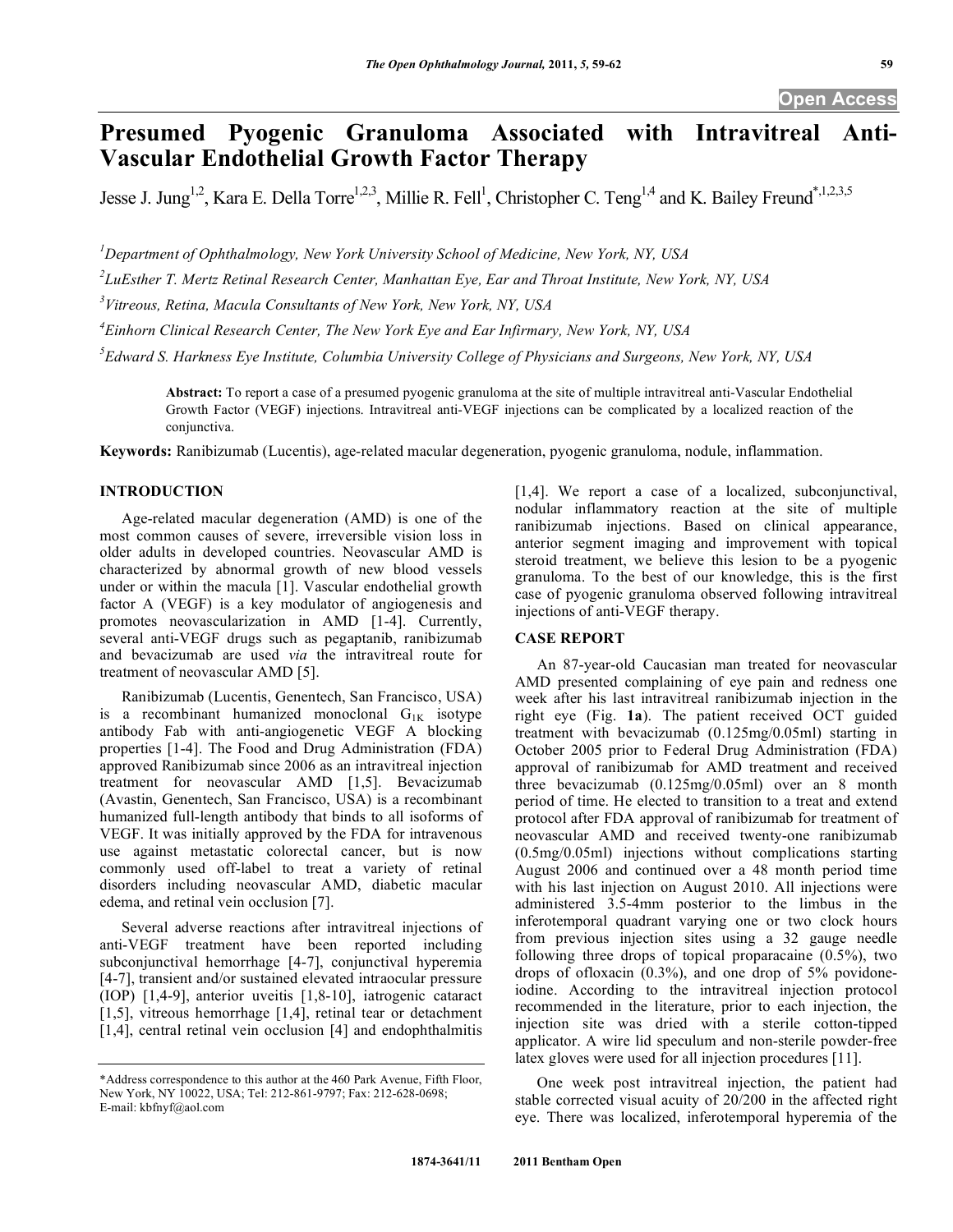# Presumed Pyogenic Granuloma Associated with Intravitreal Anti-Vascular Endothelial Growth Factor Therapy

Jesse J. Jung[1,2], Kara E. Della Torre[1,2,3], Millie R. Fell[1], Christopher C. Teng[1,4] and K. Bailey Freund[*,1,2,3,5]

[1]Department of Ophthalmology, New York University School of Medicine, New York, NY, USA

[2]LuEsther T. Mertz Retinal Research Center, Manhattan Eye, Ear and Throat Institute, New York, NY, USA

[3]Vitreous, Retina, Macula Consultants of New York, New York, NY, USA

[4]Einhorn Clinical Research Center, The New York Eye and Ear Infirmary, New York, NY, USA

[5]Edward S. Harkness Eye Institute, Columbia University College of Physicians and Surgeons, New York, NY, USA

**Abstract:** To report a case of a presumed pyogenic granuloma at the site of multiple intravitreal anti-Vascular Endothelial Growth Factor (VEGF) injections. Intravitreal anti-VEGF injections can be complicated by a localized reaction of the conjunctiva.

**Keywords:** Ranibizumab (Lucentis), age-related macular degeneration, pyogenic granuloma, nodule, inflammation.

## INTRODUCTION

Age-related macular degeneration (AMD) is one of the most common causes of severe, irreversible vision loss in older adults in developed countries. Neovascular AMD is characterized by abnormal growth of new blood vessels under or within the macula [1]. Vascular endothelial growth factor A (VEGF) is a key modulator of angiogenesis and promotes neovascularization in AMD [1-4]. Currently, several anti-VEGF drugs such as pegaptanib, ranibizumab and bevacizumab are used *via* the intravitreal route for treatment of neovascular AMD [5].

Ranibizumab (Lucentis, Genentech, San Francisco, USA) is a recombinant humanized monoclonal $G_{1K}$ isotype antibody Fab with anti-angiogenetic VEGF A blocking properties [1-4]. The Food and Drug Administration (FDA) approved Ranibizumab since 2006 as an intravitreal injection treatment for neovascular AMD [1,5]. Bevacizumab (Avastin, Genentech, San Francisco, USA) is a recombinant humanized full-length antibody that binds to all isoforms of VEGF. It was initially approved by the FDA for intravenous use against metastatic colorectal cancer, but is now commonly used off-label to treat a variety of retinal disorders including neovascular AMD, diabetic macular edema, and retinal vein occlusion [7].

Several adverse reactions after intravitreal injections of anti-VEGF treatment have been reported including subconjunctival hemorrhage [4-7], conjunctival hyperemia [4-7], transient and/or sustained elevated intraocular pressure (IOP) [1,4-9], anterior uveitis [1,8-10], iatrogenic cataract [1,5], vitreous hemorrhage [1,4], retinal tear or detachment [1,4], central retinal vein occlusion [4] and endophthalmitis [1,4]. We report a case of a localized, subconjunctival, nodular inflammatory reaction at the site of multiple ranibizumab injections. Based on clinical appearance, anterior segment imaging and improvement with topical steroid treatment, we believe this lesion to be a pyogenic granuloma. To the best of our knowledge, this is the first case of pyogenic granuloma observed following intravitreal injections of anti-VEGF therapy.

## CASE REPORT

An 87-year-old Caucasian man treated for neovascular AMD presented complaining of eye pain and redness one week after his last intravitreal ranibizumab injection in the right eye (Fig. **1a**). The patient received OCT guided treatment with bevacizumab (0.125mg/0.05ml) starting in October 2005 prior to Federal Drug Administration (FDA) approval of ranibizumab for AMD treatment and received three bevacizumab (0.125mg/0.05ml) over an 8 month period of time. He elected to transition to a treat and extend protocol after FDA approval of ranibizumab for treatment of neovascular AMD and received twenty-one ranibizumab (0.5mg/0.05ml) injections without complications starting August 2006 and continued over a 48 month period time with his last injection on August 2010. All injections were administered 3.5-4mm posterior to the limbus in the inferotemporal quadrant varying one or two clock hours from previous injection sites using a 32 gauge needle following three drops of topical proparacaine (0.5%), two drops of ofloxacin (0.3%), and one drop of 5% povidone-iodine. According to the intravitreal injection protocol recommended in the literature, prior to each injection, the injection site was dried with a sterile cotton-tipped applicator. A wire lid speculum and non-sterile powder-free latex gloves were used for all injection procedures [11].

One week post intravitreal injection, the patient had stable corrected visual acuity of 20/200 in the affected right eye. There was localized, inferotemporal hyperemia of the

*Address correspondence to this author at the 460 Park Avenue, Fifth Floor, New York, NY 10022, USA; Tel: 212-861-9797; Fax: 212-628-0698; E-mail: kbfnyf@aol.com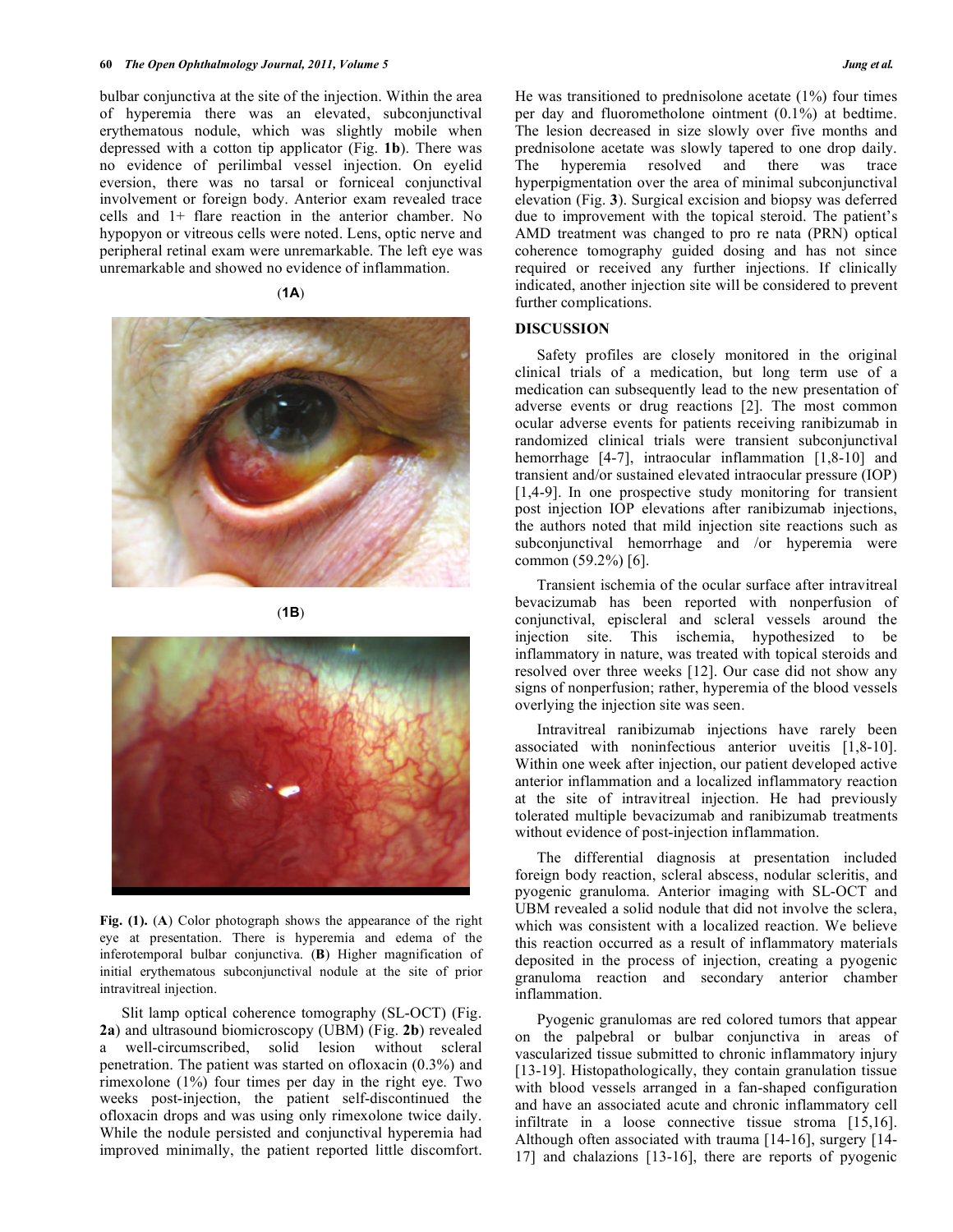bulbar conjunctiva at the site of the injection. Within the area of hyperemia there was an elevated, subconjunctival erythematous nodule, which was slightly mobile when depressed with a cotton tip applicator (Fig. **1b**). There was no evidence of perilimbal vessel injection. On eyelid eversion, there was no tarsal or forniceal conjunctival involvement or foreign body. Anterior exam revealed trace cells and 1+ flare reaction in the anterior chamber. No hypopyon or vitreous cells were noted. Lens, optic nerve and peripheral retinal exam were unremarkable. The left eye was unremarkable and showed no evidence of inflammation.

(**1A**)

(**1B**)

**Fig. (1).** (**A**) Color photograph shows the appearance of the right eye at presentation. There is hyperemia and edema of the inferotemporal bulbar conjunctiva. (**B**) Higher magnification of initial erythematous subconjunctival nodule at the site of prior intravitreal injection.

Slit lamp optical coherence tomography (SL-OCT) (Fig. **2a**) and ultrasound biomicroscopy (UBM) (Fig. **2b**) revealed a well-circumscribed, solid lesion without scleral penetration. The patient was started on ofloxacin (0.3%) and rimexolone (1%) four times per day in the right eye. Two weeks post-injection, the patient self-discontinued the ofloxacin drops and was using only rimexolone twice daily. While the nodule persisted and conjunctival hyperemia had improved minimally, the patient reported little discomfort. He was transitioned to prednisolone acetate (1%) four times per day and fluorometholone ointment (0.1%) at bedtime. The lesion decreased in size slowly over five months and prednisolone acetate was slowly tapered to one drop daily. The hyperemia resolved and there was trace hyperpigmentation over the area of minimal subconjunctival elevation (Fig. **3**). Surgical excision and biopsy was deferred due to improvement with the topical steroid. The patient's AMD treatment was changed to pro re nata (PRN) optical coherence tomography guided dosing and has not since required or received any further injections. If clinically indicated, another injection site will be considered to prevent further complications.

## DISCUSSION

Safety profiles are closely monitored in the original clinical trials of a medication, but long term use of a medication can subsequently lead to the new presentation of adverse events or drug reactions [2]. The most common ocular adverse events for patients receiving ranibizumab in randomized clinical trials were transient subconjunctival hemorrhage [4-7], intraocular inflammation [1,8-10] and transient and/or sustained elevated intraocular pressure (IOP) [1,4-9]. In one prospective study monitoring for transient post injection IOP elevations after ranibizumab injections, the authors noted that mild injection site reactions such as subconjunctival hemorrhage and /or hyperemia were common (59.2%) [6].

Transient ischemia of the ocular surface after intravitreal bevacizumab has been reported with nonperfusion of conjunctival, episcleral and scleral vessels around the injection site. This ischemia, hypothesized to be inflammatory in nature, was treated with topical steroids and resolved over three weeks [12]. Our case did not show any signs of nonperfusion; rather, hyperemia of the blood vessels overlying the injection site was seen.

Intravitreal ranibizumab injections have rarely been associated with noninfectious anterior uveitis [1,8-10]. Within one week after injection, our patient developed active anterior inflammation and a localized inflammatory reaction at the site of intravitreal injection. He had previously tolerated multiple bevacizumab and ranibizumab treatments without evidence of post-injection inflammation.

The differential diagnosis at presentation included foreign body reaction, scleral abscess, nodular scleritis, and pyogenic granuloma. Anterior imaging with SL-OCT and UBM revealed a solid nodule that did not involve the sclera, which was consistent with a localized reaction. We believe this reaction occurred as a result of inflammatory materials deposited in the process of injection, creating a pyogenic granuloma reaction and secondary anterior chamber inflammation.

Pyogenic granulomas are red colored tumors that appear on the palpebral or bulbar conjunctiva in areas of vascularized tissue submitted to chronic inflammatory injury [13-19]. Histopathologically, they contain granulation tissue with blood vessels arranged in a fan-shaped configuration and have an associated acute and chronic inflammatory cell infiltrate in a loose connective tissue stroma [15,16]. Although often associated with trauma [14-16], surgery [14-17] and chalazions [13-16], there are reports of pyogenic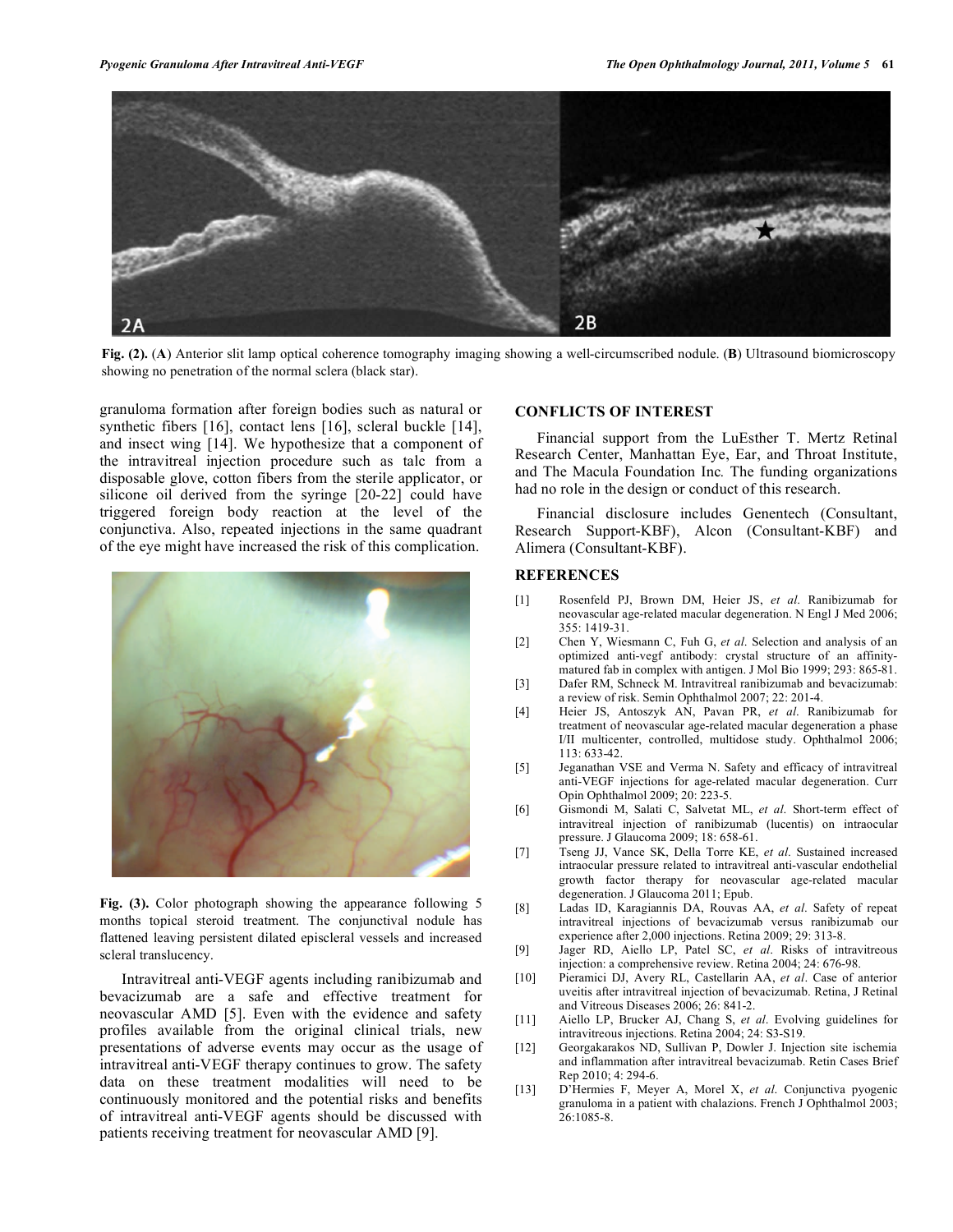Fig. (2). (A) Anterior slit lamp optical coherence tomography imaging showing a well-circumscribed nodule. (B) Ultrasound biomicroscopy showing no penetration of the normal sclera (black star).

granuloma formation after foreign bodies such as natural or synthetic fibers [16], contact lens [16], scleral buckle [14], and insect wing [14]. We hypothesize that a component of the intravitreal injection procedure such as talc from a disposable glove, cotton fibers from the sterile applicator, or silicone oil derived from the syringe [20-22] could have triggered foreign body reaction at the level of the conjunctiva. Also, repeated injections in the same quadrant of the eye might have increased the risk of this complication.

Fig. (3). Color photograph showing the appearance following 5 months topical steroid treatment. The conjunctival nodule has flattened leaving persistent dilated episcleral vessels and increased scleral translucency.

Intravitreal anti-VEGF agents including ranibizumab and bevacizumab are a safe and effective treatment for neovascular AMD [5]. Even with the evidence and safety profiles available from the original clinical trials, new presentations of adverse events may occur as the usage of intravitreal anti-VEGF therapy continues to grow. The safety data on these treatment modalities will need to be continuously monitored and the potential risks and benefits of intravitreal anti-VEGF agents should be discussed with patients receiving treatment for neovascular AMD [9].

## CONFLICTS OF INTEREST

Financial support from the LuEsther T. Mertz Retinal Research Center, Manhattan Eye, Ear, and Throat Institute, and The Macula Foundation Inc. The funding organizations had no role in the design or conduct of this research.

Financial disclosure includes Genentech (Consultant, Research Support-KBF), Alcon (Consultant-KBF) and Alimera (Consultant-KBF).

## REFERENCES

[1] Rosenfeld PJ, Brown DM, Heier JS, *et al*. Ranibizumab for neovascular age-related macular degeneration. N Engl J Med 2006; 355: 1419-31.

[2] Chen Y, Wiesmann C, Fuh G, *et al*. Selection and analysis of an optimized anti-vegf antibody: crystal structure of an affinity-matured fab in complex with antigen. J Mol Bio 1999; 293: 865-81.

[3] Dafer RM, Schneck M. Intravitreal ranibizumab and bevacizumab: a review of risk. Semin Ophthalmol 2007; 22: 201-4.

[4] Heier JS, Antoszyk AN, Pavan PR, *et al*. Ranibizumab for treatment of neovascular age-related macular degeneration a phase I/II multicenter, controlled, multidose study. Ophthalmol 2006; 113: 633-42.

[5] Jeganathan VSE and Verma N. Safety and efficacy of intravitreal anti-VEGF injections for age-related macular degeneration. Curr Opin Ophthalmol 2009; 20: 223-5.

[6] Gismondi M, Salati C, Salvetat ML, *et al*. Short-term effect of intravitreal injection of ranibizumab (lucentis) on intraocular pressure. J Glaucoma 2009; 18: 658-61.

[7] Tseng JJ, Vance SK, Della Torre KE, *et al*. Sustained increased intraocular pressure related to intravitreal anti-vascular endothelial growth factor therapy for neovascular age-related macular degeneration. J Glaucoma 2011; Epub.

[8] Ladas ID, Karagiannis DA, Rouvas AA, *et al*. Safety of repeat intravitreal injections of bevacizumab versus ranibizumab our experience after 2,000 injections. Retina 2009; 29: 313-8.

[9] Jager RD, Aiello LP, Patel SC, *et al*. Risks of intravitreous injection: a comprehensive review. Retina 2004; 24: 676-98.

[10] Pieramici DJ, Avery RL, Castellarin AA, *et al*. Case of anterior uveitis after intravitreal injection of bevacizumab. Retina, J Retinal and Vitreous Diseases 2006; 26: 841-2.

[11] Aiello LP, Brucker AJ, Chang S, *et al*. Evolving guidelines for intravitreous injections. Retina 2004; 24: S3-S19.

[12] Georgakarakos ND, Sullivan P, Dowler J. Injection site ischemia and inflammation after intravitreal bevacizumab. Retin Cases Brief Rep 2010; 4: 294-6.

[13] D'Hermies F, Meyer A, Morel X, *et al*. Conjunctiva pyogenic granuloma in a patient with chalazions. French J Ophthalmol 2003; 26:1085-8.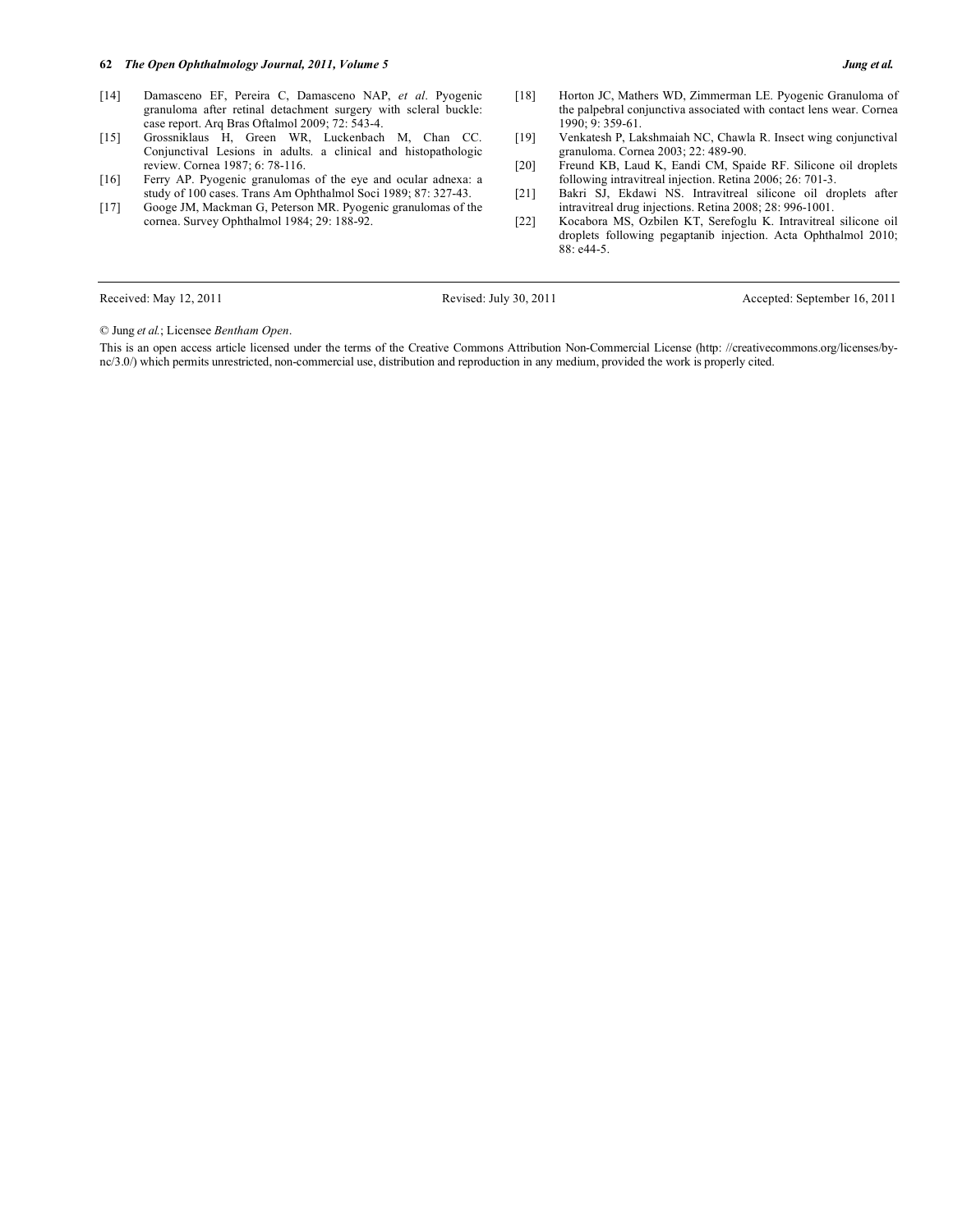[14] Damasceno EF, Pereira C, Damasceno NAP, *et al*. Pyogenic granuloma after retinal detachment surgery with scleral buckle: case report. Arq Bras Oftalmol 2009; 72: 543-4.

[15] Grossniklaus H, Green WR, Luckenbach M, Chan CC. Conjunctival Lesions in adults. a clinical and histopathologic review. Cornea 1987; 6: 78-116.

[16] Ferry AP. Pyogenic granulomas of the eye and ocular adnexa: a study of 100 cases. Trans Am Ophthalmol Soci 1989; 87: 327-43.

[17] Googe JM, Mackman G, Peterson MR. Pyogenic granulomas of the cornea. Survey Ophthalmol 1984; 29: 188-92.

[18] Horton JC, Mathers WD, Zimmerman LE. Pyogenic Granuloma of the palpebral conjunctiva associated with contact lens wear. Cornea 1990; 9: 359-61.

[19] Venkatesh P, Lakshmaiah NC, Chawla R. Insect wing conjunctival granuloma. Cornea 2003; 22: 489-90.

[20] Freund KB, Laud K, Eandi CM, Spaide RF. Silicone oil droplets following intravitreal injection. Retina 2006; 26: 701-3.

[21] Bakri SJ, Ekdawi NS. Intravitreal silicone oil droplets after intravitreal drug injections. Retina 2008; 28: 996-1001.

[22] Kocabora MS, Ozbilen KT, Serefoglu K. Intravitreal silicone oil droplets following pegaptanib injection. Acta Ophthalmol 2010; 88: e44-5.

---

Received: May 12, 2011 Revised: July 30, 2011 Accepted: September 16, 2011

© Jung *et al.*; Licensee *Bentham Open*.

This is an open access article licensed under the terms of the Creative Commons Attribution Non-Commercial License (http: //creativecommons.org/licenses/by-nc/3.0/) which permits unrestricted, non-commercial use, distribution and reproduction in any medium, provided the work is properly cited.